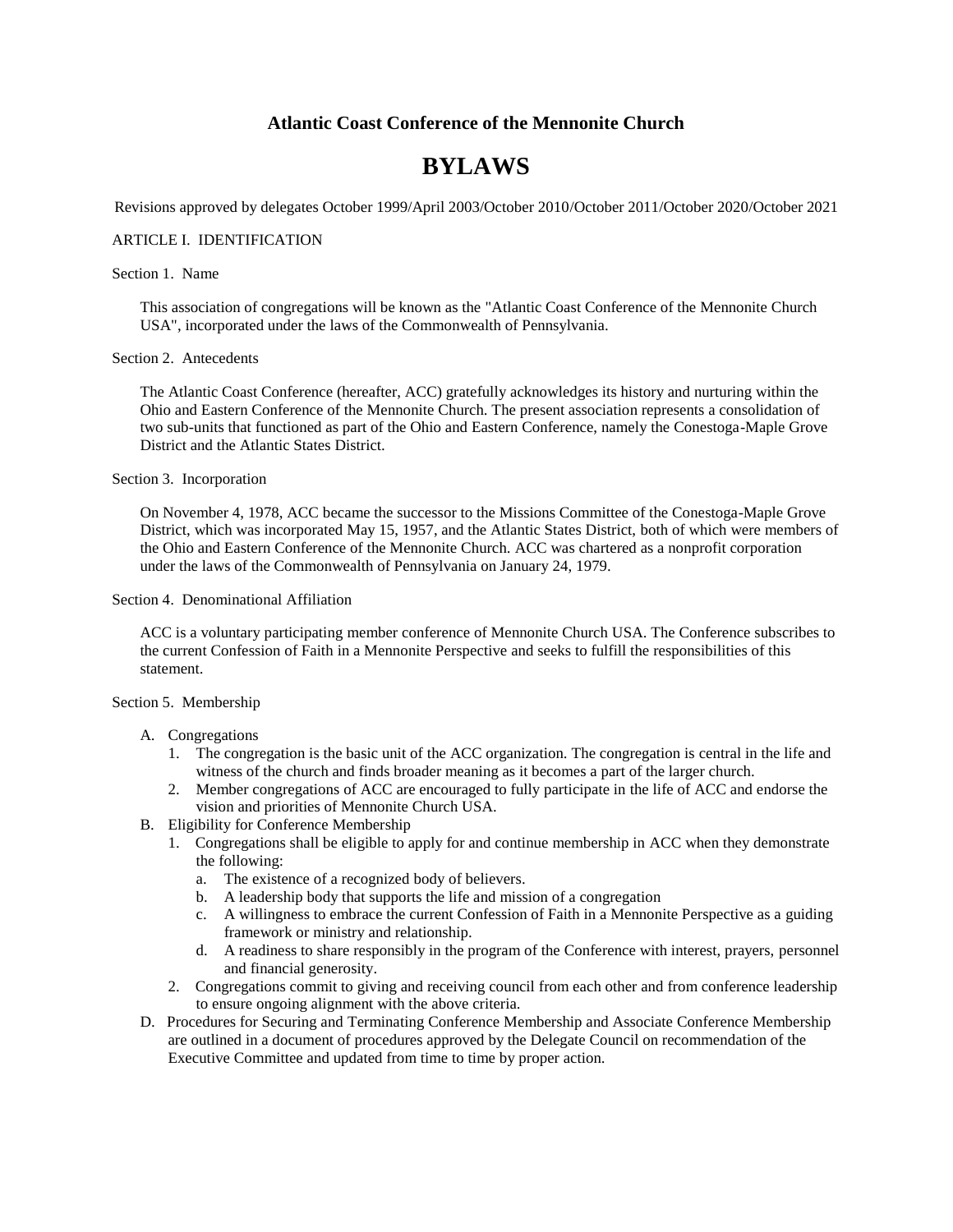# Atlantic Coast Conference of the Mennonite Church

# BYLAWS

Revisions approved by delegates October 1999/April 2003/October 2010/October 2011/October 2020/October 2021

## ARTICLE I. IDENTIFICATION

### Section 1. Name

This association of congregations will be known as the "Atlantic Coast Conference of the Mennonite Church USA", incorporated under the laws of the Commonwealth of Pennsylvania.

### Section 2. Antecedents

The Atlantic Coast Conference (hereafter, ACC) gratefully acknowledges its history and nurturing within the Ohio and Eastern Conference of the Mennonite Church. The present association represents a consolidation of two sub-units that functioned as part of the Ohio and Eastern Conference, namely the Conestoga-Maple Grove District and the Atlantic States District.

### Section 3. Incorporation

On November 4, 1978, ACC became the successor to the Missions Committee of the Conestoga-Maple Grove District, which was incorporated May 15, 1957, and the Atlantic States District, both of which were members of the Ohio and Eastern Conference of the Mennonite Church. ACC was chartered as a nonprofit corporation under the laws of the Commonwealth of Pennsylvania on January 24, 1979.

### Section 4. Denominational Affiliation

ACC is a voluntary participating member conference of Mennonite Church USA. The Conference subscribes to the current Confession of Faith in a Mennonite Perspective and seeks to fulfill the responsibilities of this statement.

### Section 5. Membership

A. Congregations
   1. The congregation is the basic unit of the ACC organization. The congregation is central in the life and witness of the church and finds broader meaning as it becomes a part of the larger church.
   2. Member congregations of ACC are encouraged to fully participate in the life of ACC and endorse the vision and priorities of Mennonite Church USA.

B. Eligibility for Conference Membership
   1. Congregations shall be eligible to apply for and continue membership in ACC when they demonstrate the following:
      a. The existence of a recognized body of believers.
      b. A leadership body that supports the life and mission of a congregation
      c. A willingness to embrace the current Confession of Faith in a Mennonite Perspective as a guiding framework or ministry and relationship.
      d. A readiness to share responsibly in the program of the Conference with interest, prayers, personnel and financial generosity.
   2. Congregations commit to giving and receiving council from each other and from conference leadership to ensure ongoing alignment with the above criteria.

D. Procedures for Securing and Terminating Conference Membership and Associate Conference Membership are outlined in a document of procedures approved by the Delegate Council on recommendation of the Executive Committee and updated from time to time by proper action.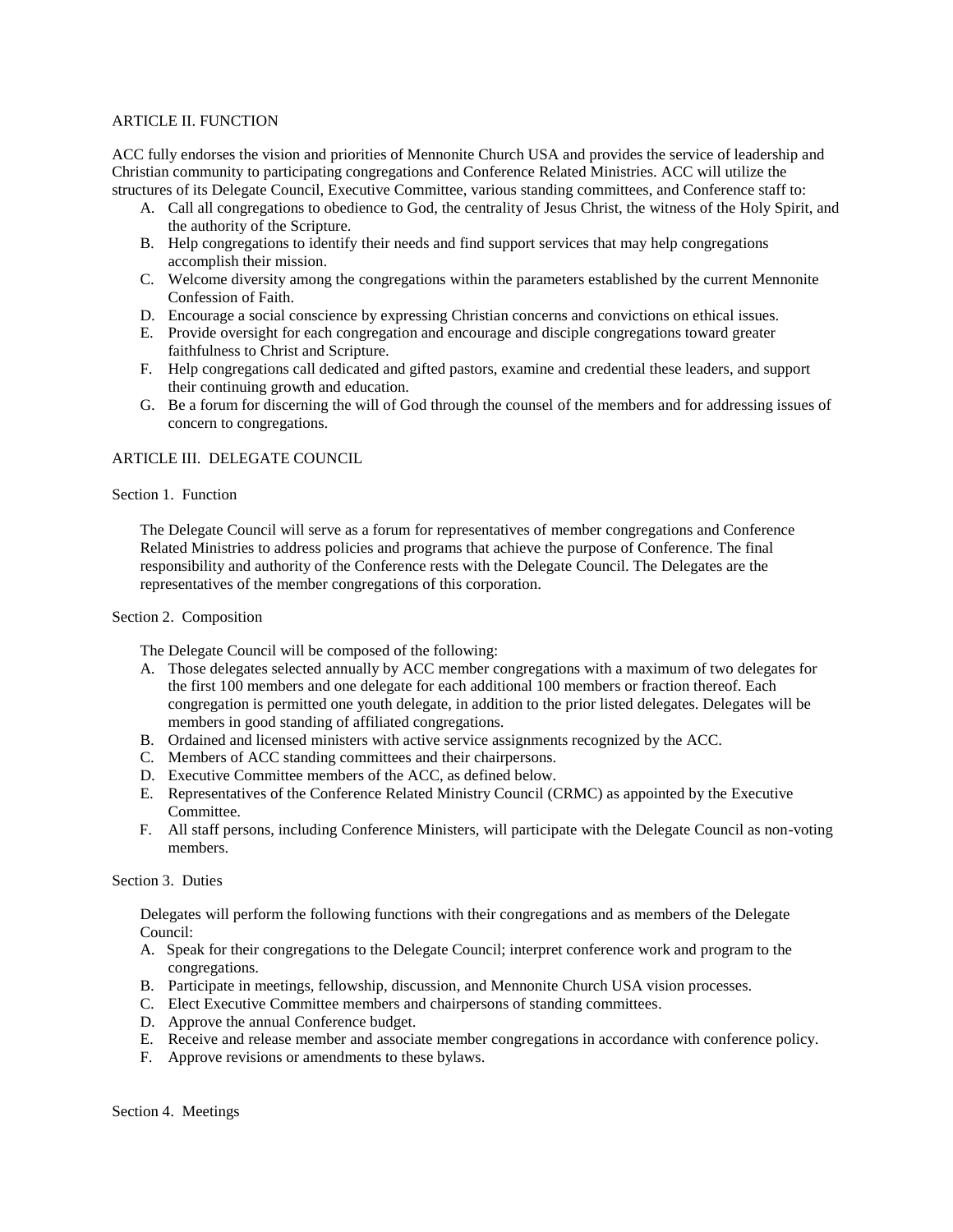## ARTICLE II. FUNCTION

ACC fully endorses the vision and priorities of Mennonite Church USA and provides the service of leadership and Christian community to participating congregations and Conference Related Ministries. ACC will utilize the structures of its Delegate Council, Executive Committee, various standing committees, and Conference staff to:

A. Call all congregations to obedience to God, the centrality of Jesus Christ, the witness of the Holy Spirit, and the authority of the Scripture.
B. Help congregations to identify their needs and find support services that may help congregations accomplish their mission.
C. Welcome diversity among the congregations within the parameters established by the current Mennonite Confession of Faith.
D. Encourage a social conscience by expressing Christian concerns and convictions on ethical issues.
E. Provide oversight for each congregation and encourage and disciple congregations toward greater faithfulness to Christ and Scripture.
F. Help congregations call dedicated and gifted pastors, examine and credential these leaders, and support their continuing growth and education.
G. Be a forum for discerning the will of God through the counsel of the members and for addressing issues of concern to congregations.

## ARTICLE III. DELEGATE COUNCIL

### Section 1. Function

The Delegate Council will serve as a forum for representatives of member congregations and Conference Related Ministries to address policies and programs that achieve the purpose of Conference. The final responsibility and authority of the Conference rests with the Delegate Council. The Delegates are the representatives of the member congregations of this corporation.

### Section 2. Composition

The Delegate Council will be composed of the following:

A. Those delegates selected annually by ACC member congregations with a maximum of two delegates for the first 100 members and one delegate for each additional 100 members or fraction thereof. Each congregation is permitted one youth delegate, in addition to the prior listed delegates. Delegates will be members in good standing of affiliated congregations.
B. Ordained and licensed ministers with active service assignments recognized by the ACC.
C. Members of ACC standing committees and their chairpersons.
D. Executive Committee members of the ACC, as defined below.
E. Representatives of the Conference Related Ministry Council (CRMC) as appointed by the Executive Committee.
F. All staff persons, including Conference Ministers, will participate with the Delegate Council as non-voting members.

### Section 3. Duties

Delegates will perform the following functions with their congregations and as members of the Delegate Council:

A. Speak for their congregations to the Delegate Council; interpret conference work and program to the congregations.
B. Participate in meetings, fellowship, discussion, and Mennonite Church USA vision processes.
C. Elect Executive Committee members and chairpersons of standing committees.
D. Approve the annual Conference budget.
E. Receive and release member and associate member congregations in accordance with conference policy.
F. Approve revisions or amendments to these bylaws.

### Section 4. Meetings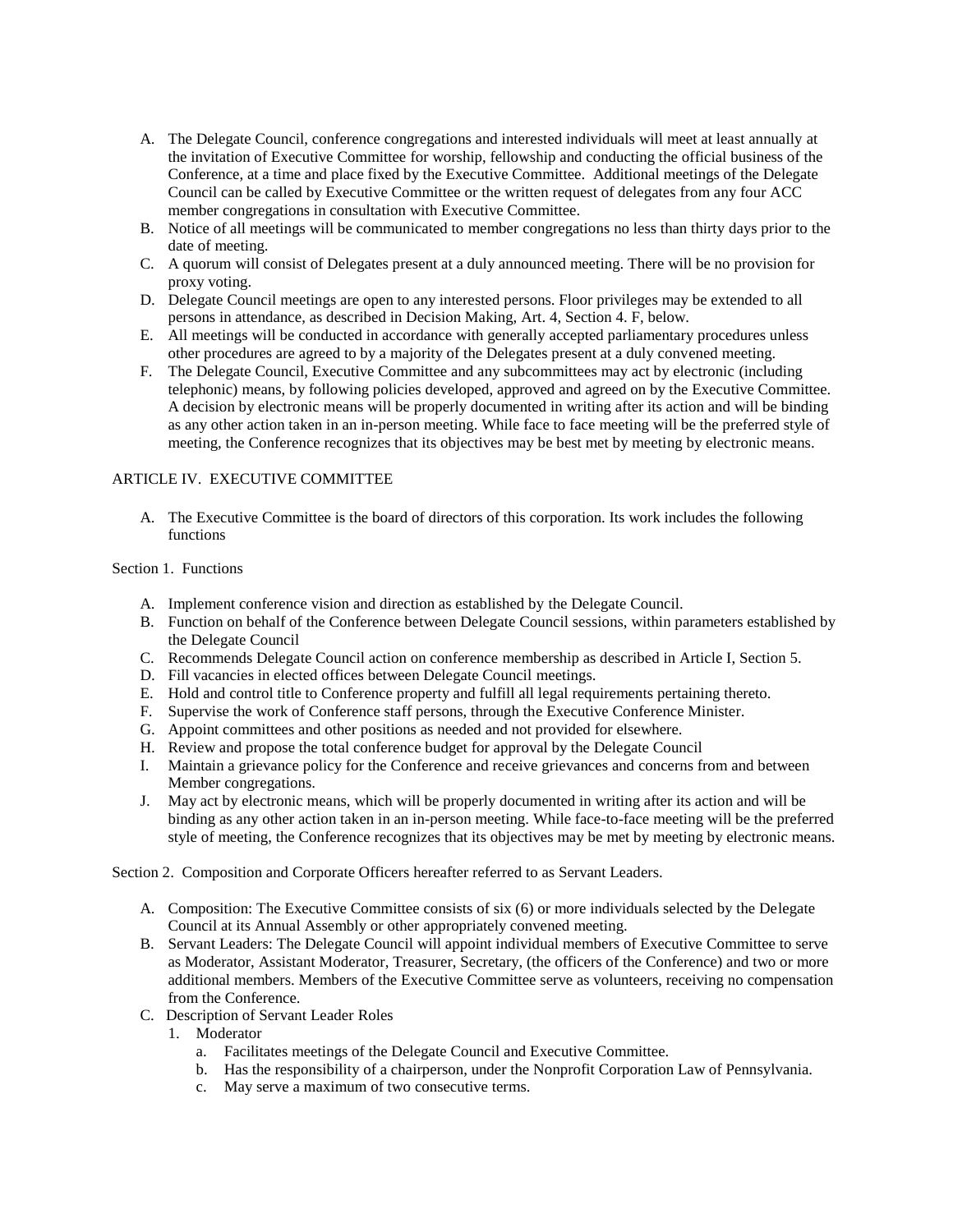A. The Delegate Council, conference congregations and interested individuals will meet at least annually at the invitation of Executive Committee for worship, fellowship and conducting the official business of the Conference, at a time and place fixed by the Executive Committee. Additional meetings of the Delegate Council can be called by Executive Committee or the written request of delegates from any four ACC member congregations in consultation with Executive Committee.
B. Notice of all meetings will be communicated to member congregations no less than thirty days prior to the date of meeting.
C. A quorum will consist of Delegates present at a duly announced meeting. There will be no provision for proxy voting.
D. Delegate Council meetings are open to any interested persons. Floor privileges may be extended to all persons in attendance, as described in Decision Making, Art. 4, Section 4. F, below.
E. All meetings will be conducted in accordance with generally accepted parliamentary procedures unless other procedures are agreed to by a majority of the Delegates present at a duly convened meeting.
F. The Delegate Council, Executive Committee and any subcommittees may act by electronic (including telephonic) means, by following policies developed, approved and agreed on by the Executive Committee. A decision by electronic means will be properly documented in writing after its action and will be binding as any other action taken in an in-person meeting. While face to face meeting will be the preferred style of meeting, the Conference recognizes that its objectives may be best met by meeting by electronic means.

## ARTICLE IV. EXECUTIVE COMMITTEE

A. The Executive Committee is the board of directors of this corporation. Its work includes the following functions

### Section 1. Functions

A. Implement conference vision and direction as established by the Delegate Council.
B. Function on behalf of the Conference between Delegate Council sessions, within parameters established by the Delegate Council
C. Recommends Delegate Council action on conference membership as described in Article I, Section 5.
D. Fill vacancies in elected offices between Delegate Council meetings.
E. Hold and control title to Conference property and fulfill all legal requirements pertaining thereto.
F. Supervise the work of Conference staff persons, through the Executive Conference Minister.
G. Appoint committees and other positions as needed and not provided for elsewhere.
H. Review and propose the total conference budget for approval by the Delegate Council
I. Maintain a grievance policy for the Conference and receive grievances and concerns from and between Member congregations.
J. May act by electronic means, which will be properly documented in writing after its action and will be binding as any other action taken in an in-person meeting. While face-to-face meeting will be the preferred style of meeting, the Conference recognizes that its objectives may be met by meeting by electronic means.

### Section 2. Composition and Corporate Officers hereafter referred to as Servant Leaders.

A. Composition: The Executive Committee consists of six (6) or more individuals selected by the Delegate Council at its Annual Assembly or other appropriately convened meeting.
B. Servant Leaders: The Delegate Council will appoint individual members of Executive Committee to serve as Moderator, Assistant Moderator, Treasurer, Secretary, (the officers of the Conference) and two or more additional members. Members of the Executive Committee serve as volunteers, receiving no compensation from the Conference.
C. Description of Servant Leader Roles
   1. Moderator
      a. Facilitates meetings of the Delegate Council and Executive Committee.
      b. Has the responsibility of a chairperson, under the Nonprofit Corporation Law of Pennsylvania.
      c. May serve a maximum of two consecutive terms.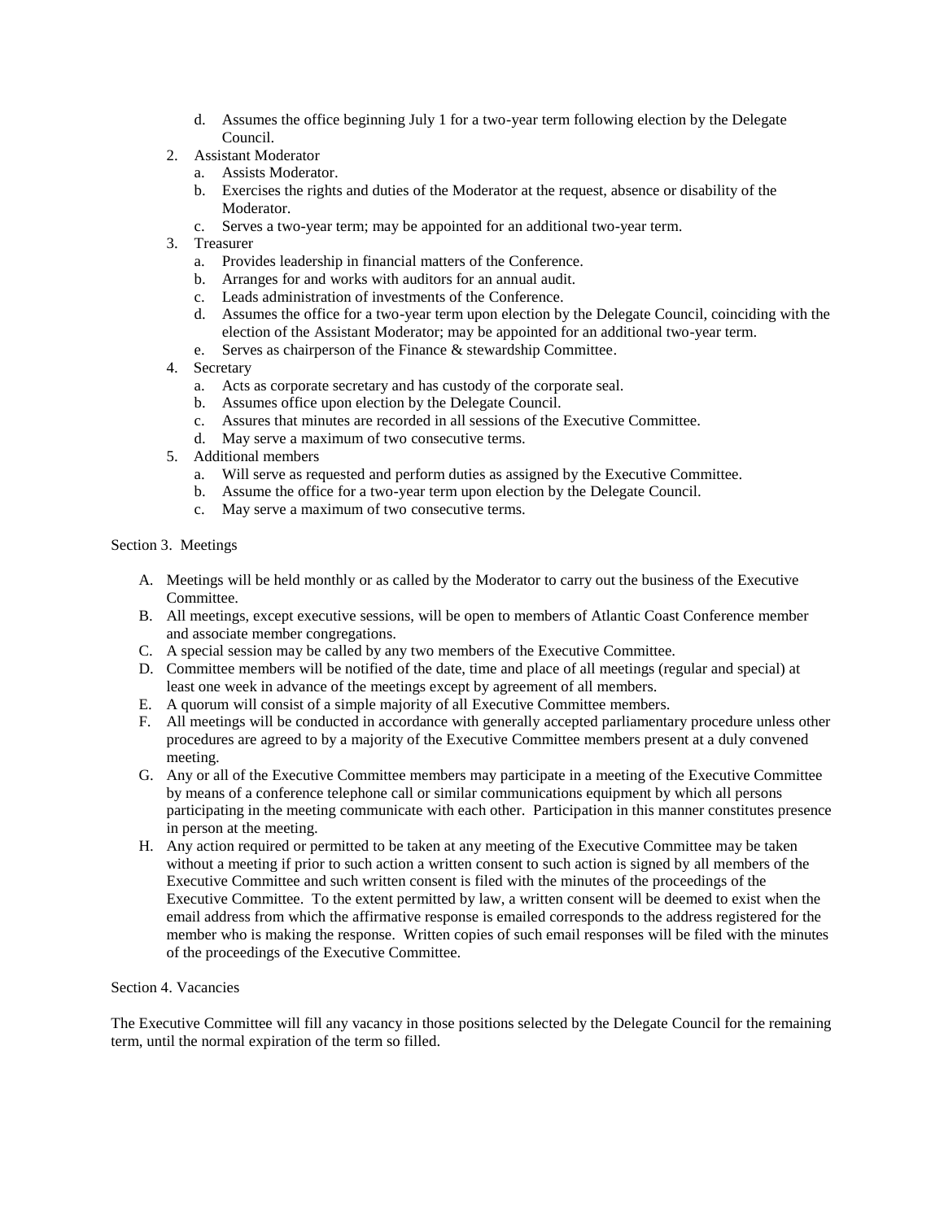d. Assumes the office beginning July 1 for a two-year term following election by the Delegate Council.

2. Assistant Moderator
   a. Assists Moderator.
   b. Exercises the rights and duties of the Moderator at the request, absence or disability of the Moderator.
   c. Serves a two-year term; may be appointed for an additional two-year term.
3. Treasurer
   a. Provides leadership in financial matters of the Conference.
   b. Arranges for and works with auditors for an annual audit.
   c. Leads administration of investments of the Conference.
   d. Assumes the office for a two-year term upon election by the Delegate Council, coinciding with the election of the Assistant Moderator; may be appointed for an additional two-year term.
   e. Serves as chairperson of the Finance & stewardship Committee.
4. Secretary
   a. Acts as corporate secretary and has custody of the corporate seal.
   b. Assumes office upon election by the Delegate Council.
   c. Assures that minutes are recorded in all sessions of the Executive Committee.
   d. May serve a maximum of two consecutive terms.
5. Additional members
   a. Will serve as requested and perform duties as assigned by the Executive Committee.
   b. Assume the office for a two-year term upon election by the Delegate Council.
   c. May serve a maximum of two consecutive terms.

Section 3. Meetings

A. Meetings will be held monthly or as called by the Moderator to carry out the business of the Executive Committee.
B. All meetings, except executive sessions, will be open to members of Atlantic Coast Conference member and associate member congregations.
C. A special session may be called by any two members of the Executive Committee.
D. Committee members will be notified of the date, time and place of all meetings (regular and special) at least one week in advance of the meetings except by agreement of all members.
E. A quorum will consist of a simple majority of all Executive Committee members.
F. All meetings will be conducted in accordance with generally accepted parliamentary procedure unless other procedures are agreed to by a majority of the Executive Committee members present at a duly convened meeting.
G. Any or all of the Executive Committee members may participate in a meeting of the Executive Committee by means of a conference telephone call or similar communications equipment by which all persons participating in the meeting communicate with each other. Participation in this manner constitutes presence in person at the meeting.
H. Any action required or permitted to be taken at any meeting of the Executive Committee may be taken without a meeting if prior to such action a written consent to such action is signed by all members of the Executive Committee and such written consent is filed with the minutes of the proceedings of the Executive Committee. To the extent permitted by law, a written consent will be deemed to exist when the email address from which the affirmative response is emailed corresponds to the address registered for the member who is making the response. Written copies of such email responses will be filed with the minutes of the proceedings of the Executive Committee.

Section 4. Vacancies

The Executive Committee will fill any vacancy in those positions selected by the Delegate Council for the remaining term, until the normal expiration of the term so filled.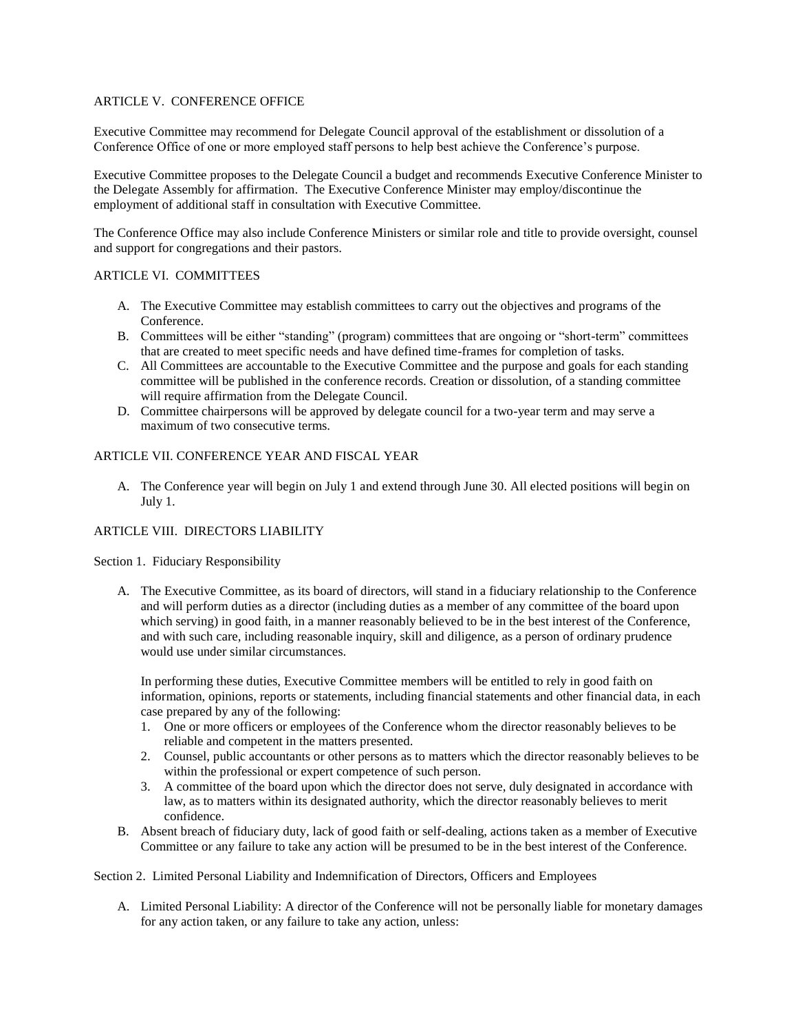## ARTICLE V. CONFERENCE OFFICE

Executive Committee may recommend for Delegate Council approval of the establishment or dissolution of a Conference Office of one or more employed staff persons to help best achieve the Conference's purpose.

Executive Committee proposes to the Delegate Council a budget and recommends Executive Conference Minister to the Delegate Assembly for affirmation. The Executive Conference Minister may employ/discontinue the employment of additional staff in consultation with Executive Committee.

The Conference Office may also include Conference Ministers or similar role and title to provide oversight, counsel and support for congregations and their pastors.

## ARTICLE VI. COMMITTEES

A. The Executive Committee may establish committees to carry out the objectives and programs of the Conference.
B. Committees will be either "standing" (program) committees that are ongoing or "short-term" committees that are created to meet specific needs and have defined time-frames for completion of tasks.
C. All Committees are accountable to the Executive Committee and the purpose and goals for each standing committee will be published in the conference records. Creation or dissolution, of a standing committee will require affirmation from the Delegate Council.
D. Committee chairpersons will be approved by delegate council for a two-year term and may serve a maximum of two consecutive terms.

## ARTICLE VII. CONFERENCE YEAR AND FISCAL YEAR

A. The Conference year will begin on July 1 and extend through June 30. All elected positions will begin on July 1.

## ARTICLE VIII. DIRECTORS LIABILITY

### Section 1. Fiduciary Responsibility

A. The Executive Committee, as its board of directors, will stand in a fiduciary relationship to the Conference and will perform duties as a director (including duties as a member of any committee of the board upon which serving) in good faith, in a manner reasonably believed to be in the best interest of the Conference, and with such care, including reasonable inquiry, skill and diligence, as a person of ordinary prudence would use under similar circumstances.

   In performing these duties, Executive Committee members will be entitled to rely in good faith on information, opinions, reports or statements, including financial statements and other financial data, in each case prepared by any of the following:

   1. One or more officers or employees of the Conference whom the director reasonably believes to be reliable and competent in the matters presented.
   2. Counsel, public accountants or other persons as to matters which the director reasonably believes to be within the professional or expert competence of such person.
   3. A committee of the board upon which the director does not serve, duly designated in accordance with law, as to matters within its designated authority, which the director reasonably believes to merit confidence.

B. Absent breach of fiduciary duty, lack of good faith or self-dealing, actions taken as a member of Executive Committee or any failure to take any action will be presumed to be in the best interest of the Conference.

### Section 2. Limited Personal Liability and Indemnification of Directors, Officers and Employees

A. Limited Personal Liability: A director of the Conference will not be personally liable for monetary damages for any action taken, or any failure to take any action, unless: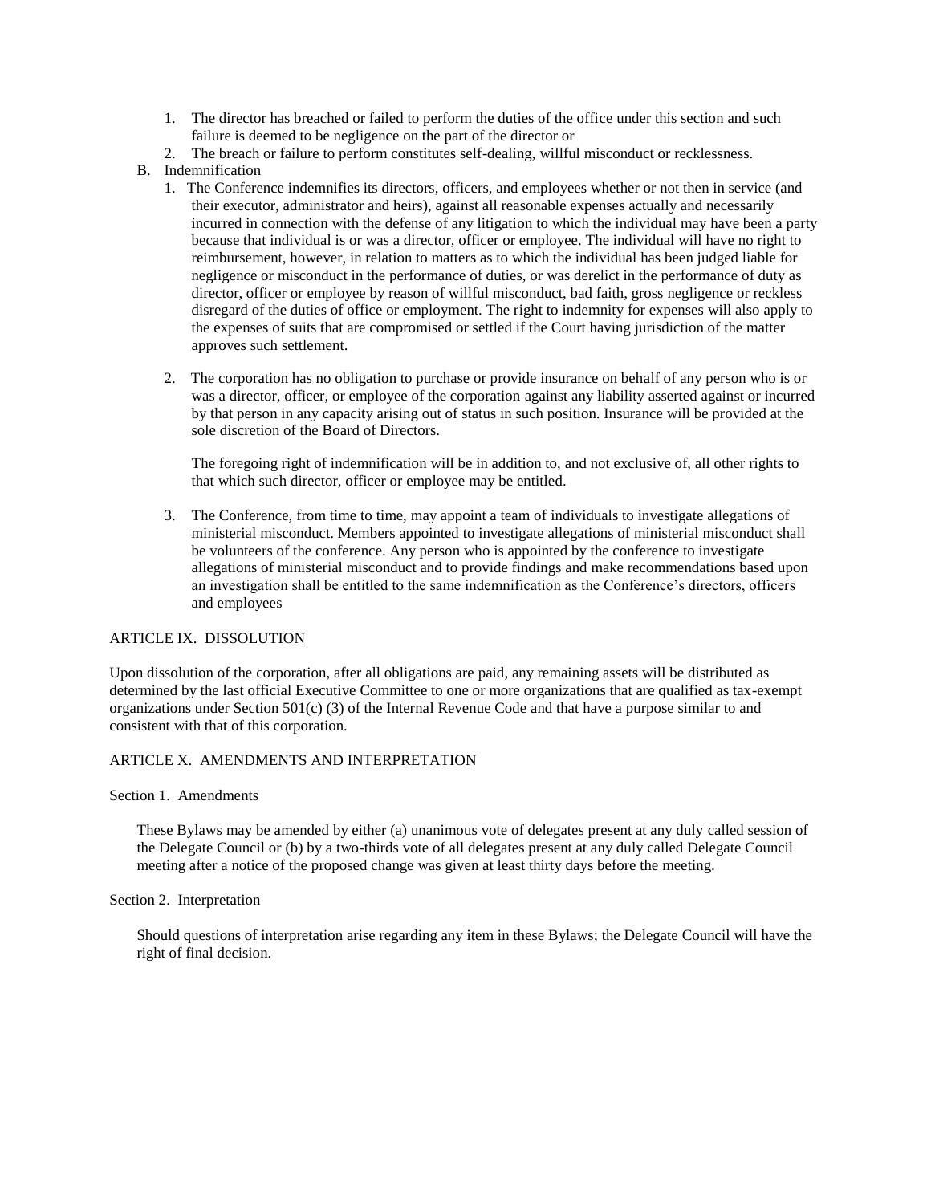1. The director has breached or failed to perform the duties of the office under this section and such failure is deemed to be negligence on the part of the director or
2. The breach or failure to perform constitutes self-dealing, willful misconduct or recklessness.

B. Indemnification

1. The Conference indemnifies its directors, officers, and employees whether or not then in service (and their executor, administrator and heirs), against all reasonable expenses actually and necessarily incurred in connection with the defense of any litigation to which the individual may have been a party because that individual is or was a director, officer or employee. The individual will have no right to reimbursement, however, in relation to matters as to which the individual has been judged liable for negligence or misconduct in the performance of duties, or was derelict in the performance of duty as director, officer or employee by reason of willful misconduct, bad faith, gross negligence or reckless disregard of the duties of office or employment. The right to indemnity for expenses will also apply to the expenses of suits that are compromised or settled if the Court having jurisdiction of the matter approves such settlement.

2. The corporation has no obligation to purchase or provide insurance on behalf of any person who is or was a director, officer, or employee of the corporation against any liability asserted against or incurred by that person in any capacity arising out of status in such position. Insurance will be provided at the sole discretion of the Board of Directors.

   The foregoing right of indemnification will be in addition to, and not exclusive of, all other rights to that which such director, officer or employee may be entitled.

3. The Conference, from time to time, may appoint a team of individuals to investigate allegations of ministerial misconduct. Members appointed to investigate allegations of ministerial misconduct shall be volunteers of the conference. Any person who is appointed by the conference to investigate allegations of ministerial misconduct and to provide findings and make recommendations based upon an investigation shall be entitled to the same indemnification as the Conference's directors, officers and employees

ARTICLE IX. DISSOLUTION

Upon dissolution of the corporation, after all obligations are paid, any remaining assets will be distributed as determined by the last official Executive Committee to one or more organizations that are qualified as tax-exempt organizations under Section 501(c) (3) of the Internal Revenue Code and that have a purpose similar to and consistent with that of this corporation.

ARTICLE X. AMENDMENTS AND INTERPRETATION

Section 1. Amendments

These Bylaws may be amended by either (a) unanimous vote of delegates present at any duly called session of the Delegate Council or (b) by a two-thirds vote of all delegates present at any duly called Delegate Council meeting after a notice of the proposed change was given at least thirty days before the meeting.

Section 2. Interpretation

Should questions of interpretation arise regarding any item in these Bylaws; the Delegate Council will have the right of final decision.